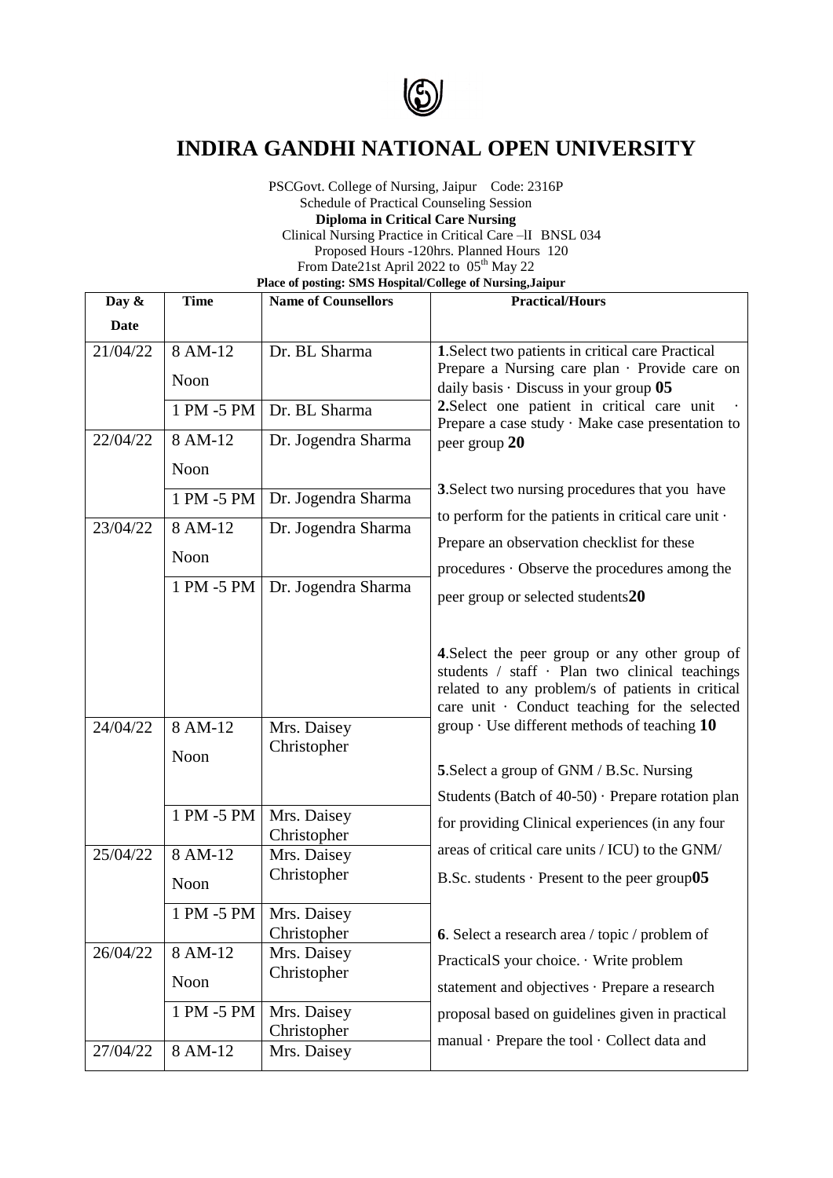# INDIRA GANDHI NATIONAL OPEN UNIVERSITY

PSCGovt. College of Nursing, Jaipur Code: 2316P

Schedule of Practical Counseling Session

**Diploma in Critical Care Nursing**

Clinical Nursing Practice in Critical Care –lI BNSL 034

Proposed Hours -120hrs. Planned Hours 120

From Date21st April 2022 to 05th May 22

**Place of posting: SMS Hospital/College of Nursing,Jaipur**

| Day & Date | Time | Name of Counsellors | Practical/Hours |
|---|---|---|---|
| 21/04/22 | 8 AM-12 Noon | Dr. BL Sharma | **1**.Select two patients in critical care Practical Prepare a Nursing care plan · Provide care on daily basis · Discuss in your group **05**<br>**2.**Select one patient in critical care unit · Prepare a case study · Make case presentation to peer group **20**<br>**3**.Select two nursing procedures that you have to perform for the patients in critical care unit · Prepare an observation checklist for these procedures · Observe the procedures among the peer group or selected students**20**<br>**4**.Select the peer group or any other group of students / staff · Plan two clinical teachings related to any problem/s of patients in critical care unit · Conduct teaching for the selected group · Use different methods of teaching **10**<br>**5**.Select a group of GNM / B.Sc. Nursing Students (Batch of 40-50) · Prepare rotation plan for providing Clinical experiences (in any four areas of critical care units / ICU) to the GNM/ B.Sc. students · Present to the peer group**05**<br>**6**. Select a research area / topic / problem of PracticalS your choice. · Write problem statement and objectives · Prepare a research proposal based on guidelines given in practical manual · Prepare the tool · Collect data and |
| | 1 PM -5 PM | Dr. BL Sharma | |
| 22/04/22 | 8 AM-12 Noon | Dr. Jogendra Sharma | |
| | 1 PM -5 PM | Dr. Jogendra Sharma | |
| 23/04/22 | 8 AM-12 Noon | Dr. Jogendra Sharma | |
| | 1 PM -5 PM | Dr. Jogendra Sharma | |
| 24/04/22 | 8 AM-12 Noon | Mrs. Daisey Christopher | |
| | 1 PM -5 PM | Mrs. Daisey Christopher | |
| 25/04/22 | 8 AM-12 Noon | Mrs. Daisey Christopher | |
| | 1 PM -5 PM | Mrs. Daisey Christopher | |
| 26/04/22 | 8 AM-12 Noon | Mrs. Daisey Christopher | |
| | 1 PM -5 PM | Mrs. Daisey Christopher | |
| 27/04/22 | 8 AM-12 | Mrs. Daisey | |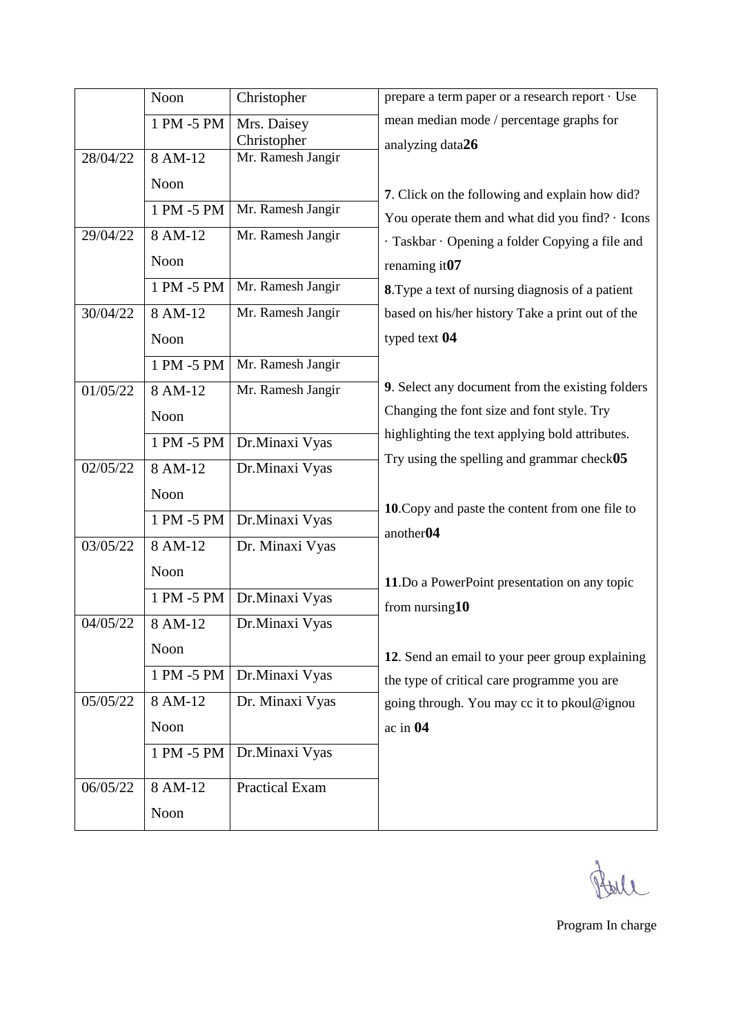| | | | |
|---|---|---|---|
| | Noon | Christopher | prepare a term paper or a research report · Use mean median mode / percentage graphs for analyzing data**26** |
| | 1 PM -5 PM | Mrs. Daisey Christopher | |
| 28/04/22 | 8 AM-12 Noon | Mr. Ramesh Jangir | **7**. Click on the following and explain how did? You operate them and what did you find? · Icons · Taskbar · Opening a folder Copying a file and renaming it**07** |
| | 1 PM -5 PM | Mr. Ramesh Jangir | |
| 29/04/22 | 8 AM-12 Noon | Mr. Ramesh Jangir | |
| | 1 PM -5 PM | Mr. Ramesh Jangir | **8**.Type a text of nursing diagnosis of a patient based on his/her history Take a print out of the typed text **04** |
| 30/04/22 | 8 AM-12 Noon | Mr. Ramesh Jangir | |
| | 1 PM -5 PM | Mr. Ramesh Jangir | |
| 01/05/22 | 8 AM-12 Noon | Mr. Ramesh Jangir | **9**. Select any document from the existing folders Changing the font size and font style. Try highlighting the text applying bold attributes. Try using the spelling and grammar check**05** |
| | 1 PM -5 PM | Dr.Minaxi Vyas | |
| 02/05/22 | 8 AM-12 Noon | Dr.Minaxi Vyas | |
| | 1 PM -5 PM | Dr.Minaxi Vyas | **10**.Copy and paste the content from one file to another**04** |
| 03/05/22 | 8 AM-12 Noon | Dr. Minaxi Vyas | |
| | 1 PM -5 PM | Dr.Minaxi Vyas | **11**.Do a PowerPoint presentation on any topic from nursing**10** |
| 04/05/22 | 8 AM-12 Noon | Dr.Minaxi Vyas | |
| | 1 PM -5 PM | Dr.Minaxi Vyas | **12**. Send an email to your peer group explaining the type of critical care programme you are going through. You may cc it to pkoul@ignou ac in **04** |
| 05/05/22 | 8 AM-12 Noon | Dr. Minaxi Vyas | |
| | 1 PM -5 PM | Dr.Minaxi Vyas | |
| 06/05/22 | 8 AM-12 Noon | Practical Exam | |

Program In charge